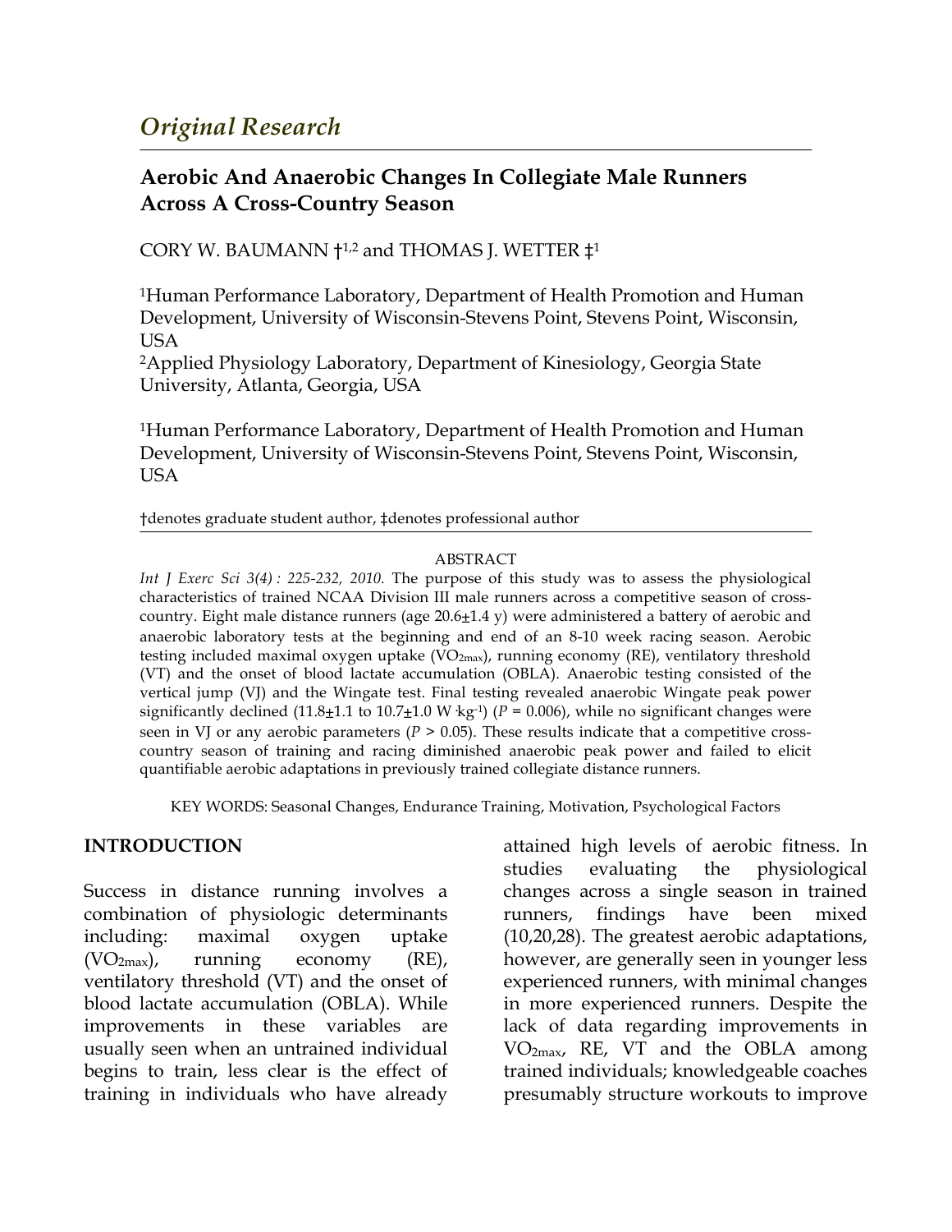## Original Research

# Aerobic And Anaerobic Changes In Collegiate Male Runners Across A Cross-Country Season

CORY W. BAUMANN †[1,2] and THOMAS J. WETTER ‡[1]

[1]Human Performance Laboratory, Department of Health Promotion and Human Development, University of Wisconsin-Stevens Point, Stevens Point, Wisconsin, USA

[2]Applied Physiology Laboratory, Department of Kinesiology, Georgia State University, Atlanta, Georgia, USA

[1]Human Performance Laboratory, Department of Health Promotion and Human Development, University of Wisconsin-Stevens Point, Stevens Point, Wisconsin, USA

†denotes graduate student author, ‡denotes professional author

## ABSTRACT

*Int J Exerc Sci 3(4) : 225-232, 2010.* The purpose of this study was to assess the physiological characteristics of trained NCAA Division III male runners across a competitive season of cross-country. Eight male distance runners (age 20.6±1.4 y) were administered a battery of aerobic and anaerobic laboratory tests at the beginning and end of an 8-10 week racing season. Aerobic testing included maximal oxygen uptake ($VO_{2max}$), running economy (RE), ventilatory threshold (VT) and the onset of blood lactate accumulation (OBLA). Anaerobic testing consisted of the vertical jump (VJ) and the Wingate test. Final testing revealed anaerobic Wingate peak power significantly declined (11.8±1.1 to 10.7±1.0 $W \cdot kg^{-1}$) ($P$ = 0.006), while no significant changes were seen in VJ or any aerobic parameters ($P$ > 0.05). These results indicate that a competitive cross-country season of training and racing diminished anaerobic peak power and failed to elicit quantifiable aerobic adaptations in previously trained collegiate distance runners.

KEY WORDS: Seasonal Changes, Endurance Training, Motivation, Psychological Factors

## INTRODUCTION

Success in distance running involves a combination of physiologic determinants including: maximal oxygen uptake ($VO_{2max}$), running economy (RE), ventilatory threshold (VT) and the onset of blood lactate accumulation (OBLA). While improvements in these variables are usually seen when an untrained individual begins to train, less clear is the effect of training in individuals who have already attained high levels of aerobic fitness. In studies evaluating the physiological changes across a single season in trained runners, findings have been mixed (10,20,28). The greatest aerobic adaptations, however, are generally seen in younger less experienced runners, with minimal changes in more experienced runners. Despite the lack of data regarding improvements in $VO_{2max}$, RE, VT and the OBLA among trained individuals; knowledgeable coaches presumably structure workouts to improve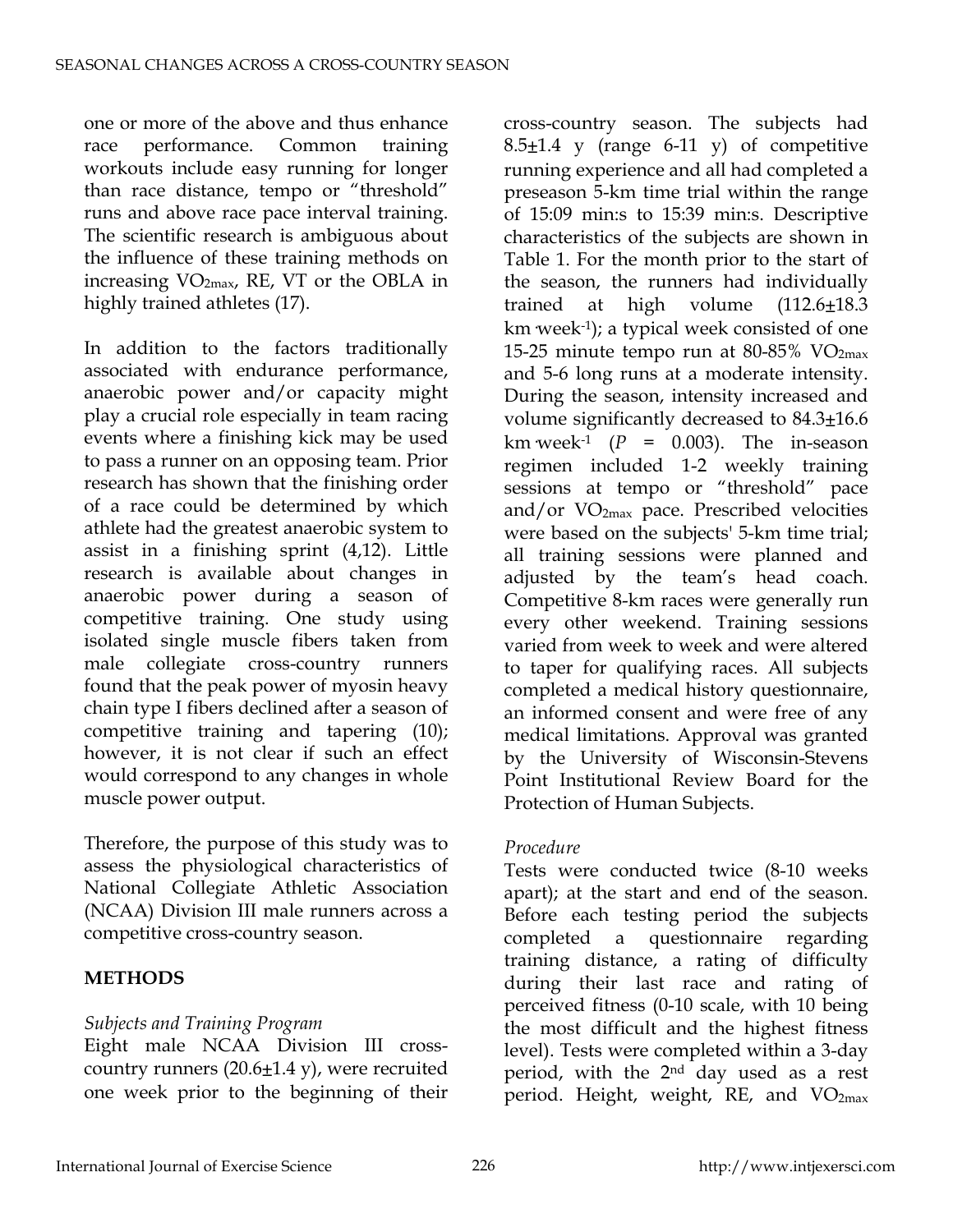one or more of the above and thus enhance race performance. Common training workouts include easy running for longer than race distance, tempo or "threshold" runs and above race pace interval training. The scientific research is ambiguous about the influence of these training methods on increasing $VO_{2max}$, RE, VT or the OBLA in highly trained athletes (17).

In addition to the factors traditionally associated with endurance performance, anaerobic power and/or capacity might play a crucial role especially in team racing events where a finishing kick may be used to pass a runner on an opposing team. Prior research has shown that the finishing order of a race could be determined by which athlete had the greatest anaerobic system to assist in a finishing sprint (4,12). Little research is available about changes in anaerobic power during a season of competitive training. One study using isolated single muscle fibers taken from male collegiate cross-country runners found that the peak power of myosin heavy chain type I fibers declined after a season of competitive training and tapering (10); however, it is not clear if such an effect would correspond to any changes in whole muscle power output.

Therefore, the purpose of this study was to assess the physiological characteristics of National Collegiate Athletic Association (NCAA) Division III male runners across a competitive cross-country season.

## METHODS

### *Subjects and Training Program*

Eight male NCAA Division III cross-country runners (20.6±1.4 y), were recruited one week prior to the beginning of their cross-country season. The subjects had 8.5±1.4 y (range 6-11 y) of competitive running experience and all had completed a preseason 5-km time trial within the range of 15:09 min:s to 15:39 min:s. Descriptive characteristics of the subjects are shown in Table 1. For the month prior to the start of the season, the runners had individually trained at high volume (112.6±18.3 $km \cdot week^{-1}$); a typical week consisted of one 15-25 minute tempo run at 80-85% $VO_{2max}$ and 5-6 long runs at a moderate intensity. During the season, intensity increased and volume significantly decreased to 84.3±16.6 $km \cdot week^{-1}$ ($P$ = 0.003). The in-season regimen included 1-2 weekly training sessions at tempo or "threshold" pace and/or $VO_{2max}$ pace. Prescribed velocities were based on the subjects' 5-km time trial; all training sessions were planned and adjusted by the team's head coach. Competitive 8-km races were generally run every other weekend. Training sessions varied from week to week and were altered to taper for qualifying races. All subjects completed a medical history questionnaire, an informed consent and were free of any medical limitations. Approval was granted by the University of Wisconsin-Stevens Point Institutional Review Board for the Protection of Human Subjects.

### *Procedure*

Tests were conducted twice (8-10 weeks apart); at the start and end of the season. Before each testing period the subjects completed a questionnaire regarding training distance, a rating of difficulty during their last race and rating of perceived fitness (0-10 scale, with 10 being the most difficult and the highest fitness level). Tests were completed within a 3-day period, with the 2nd day used as a rest period. Height, weight, RE, and $VO_{2max}$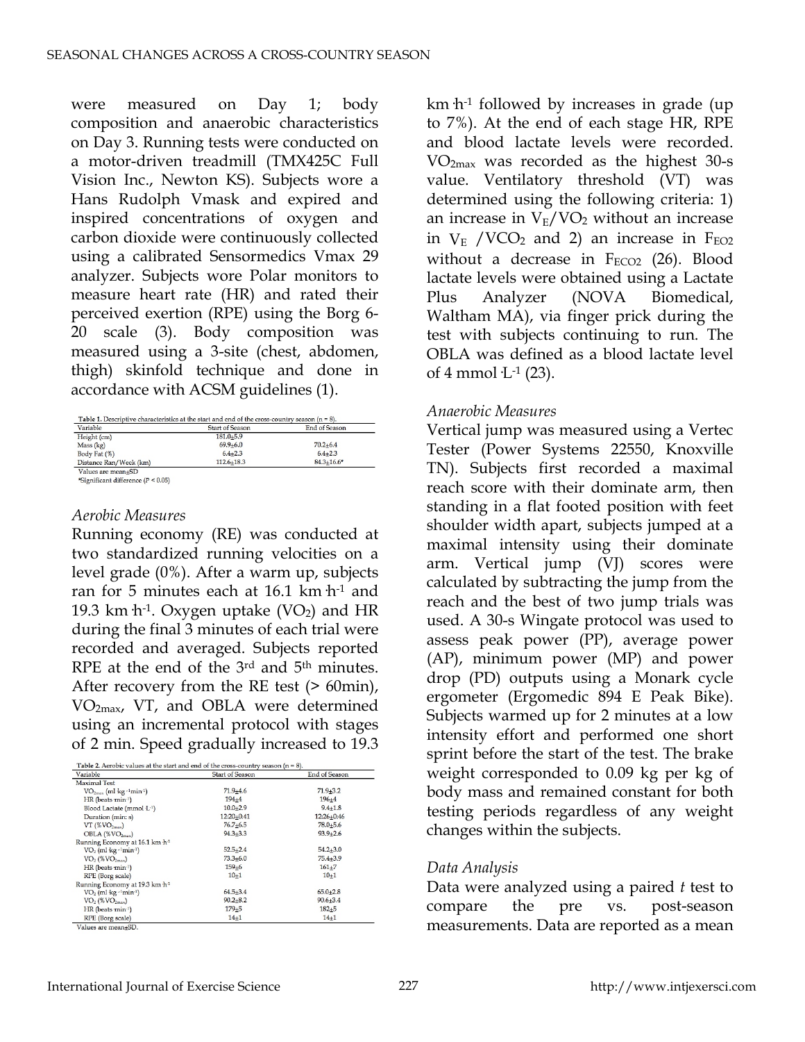were measured on Day 1; body composition and anaerobic characteristics on Day 3. Running tests were conducted on a motor-driven treadmill (TMX425C Full Vision Inc., Newton KS). Subjects wore a Hans Rudolph Vmask and expired and inspired concentrations of oxygen and carbon dioxide were continuously collected using a calibrated Sensormedics Vmax 29 analyzer. Subjects wore Polar monitors to measure heart rate (HR) and rated their perceived exertion (RPE) using the Borg 6-20 scale (3). Body composition was measured using a 3-site (chest, abdomen, thigh) skinfold technique and done in accordance with ACSM guidelines (1).

**Table 1.** Descriptive characteristics at the start and end of the cross-country season (n = 8).

| Variable | Start of Season | End of Season |
|---|---|---|
| Height (cm) | 181.0±5.9 | |
| Mass (kg) | 69.9±6.0 | 70.2±6.4 |
| Body Fat (%) | 6.4±2.3 | 6.4±2.3 |
| Distance Ran/Week (km) | 112.6±18.3 | 84.3±16.6* |

Values are mean±SD

*Significant difference ($P < 0.05$)

*Aerobic Measures*

Running economy (RE) was conducted at two standardized running velocities on a level grade (0%). After a warm up, subjects ran for 5 minutes each at 16.1 km·h$^{-1}$ and 19.3 km·h$^{-1}$. Oxygen uptake ($VO_2$) and HR during the final 3 minutes of each trial were recorded and averaged. Subjects reported RPE at the end of the 3rd and 5th minutes. After recovery from the RE test (> 60min), $VO_{2max}$, VT, and OBLA were determined using an incremental protocol with stages of 2 min. Speed gradually increased to 19.3 km·h$^{-1}$ followed by increases in grade (up to 7%). At the end of each stage HR, RPE and blood lactate levels were recorded. $VO_{2max}$ was recorded as the highest 30-s value. Ventilatory threshold (VT) was determined using the following criteria: 1) an increase in $V_E/VO_2$ without an increase in $V_E$ /$VCO_2$ and 2) an increase in $F_{EO2}$ without a decrease in $F_{ECO2}$ (26). Blood lactate levels were obtained using a Lactate Plus Analyzer (NOVA Biomedical, Waltham MA), via finger prick during the test with subjects continuing to run. The OBLA was defined as a blood lactate level of 4 mmol·L$^{-1}$ (23).

**Table 2.** Aerobic values at the start and end of the cross-country season (n = 8).

| Variable | Start of Season | End of Season |
|---|---|---|
| Maximal Test | | |
| $VO_{2max}$ (ml·kg$^{-1}$min$^{-1}$) | 71.9±4.6 | 71.9±3.2 |
| HR (beats·min$^{-1}$) | 194±4 | 196±4 |
| Blood Lactate (mmol·L$^{-1}$) | 10.0±2.9 | 9.4±1.8 |
| Duration (min: s) | 12:20±0:41 | 12:26±0:46 |
| VT (%$VO_{2max}$) | 76.7±6.5 | 78.0±5.6 |
| OBLA (%$VO_{2max}$) | 94.3±3.3 | 93.9±2.6 |
| Running Economy at 16.1 km·h$^{-1}$ | | |
| $VO_2$ (ml·kg$^{-1}$min$^{-1}$) | 52.5±2.4 | 54.2±3.0 |
| $VO_2$ (%$VO_{2max}$) | 73.3±6.0 | 75.4±3.9 |
| HR (beats·min$^{-1}$) | 159±6 | 161±7 |
| RPE (Borg scale) | 10±1 | 10±1 |
| Running Economy at 19.3 km·h$^{-1}$ | | |
| $VO_2$ (ml·kg$^{-1}$min$^{-1}$) | 64.5±3.4 | 65.0±2.8 |
| $VO_2$ (%$VO_{2max}$) | 90.2±8.2 | 90.6±3.4 |
| HR (beats·min$^{-1}$) | 179±5 | 182±5 |
| RPE (Borg scale) | 14±1 | 14±1 |

Values are mean±SD.

*Anaerobic Measures*

Vertical jump was measured using a Vertec Tester (Power Systems 22550, Knoxville TN). Subjects first recorded a maximal reach score with their dominate arm, then standing in a flat footed position with feet shoulder width apart, subjects jumped at a maximal intensity using their dominate arm. Vertical jump (VJ) scores were calculated by subtracting the jump from the reach and the best of two jump trials was used. A 30-s Wingate protocol was used to assess peak power (PP), average power (AP), minimum power (MP) and power drop (PD) outputs using a Monark cycle ergometer (Ergomedic 894 E Peak Bike). Subjects warmed up for 2 minutes at a low intensity effort and performed one short sprint before the start of the test. The brake weight corresponded to 0.09 kg per kg of body mass and remained constant for both testing periods regardless of any weight changes within the subjects.

*Data Analysis*

Data were analyzed using a paired *t* test to compare the pre vs. post-season measurements. Data are reported as a mean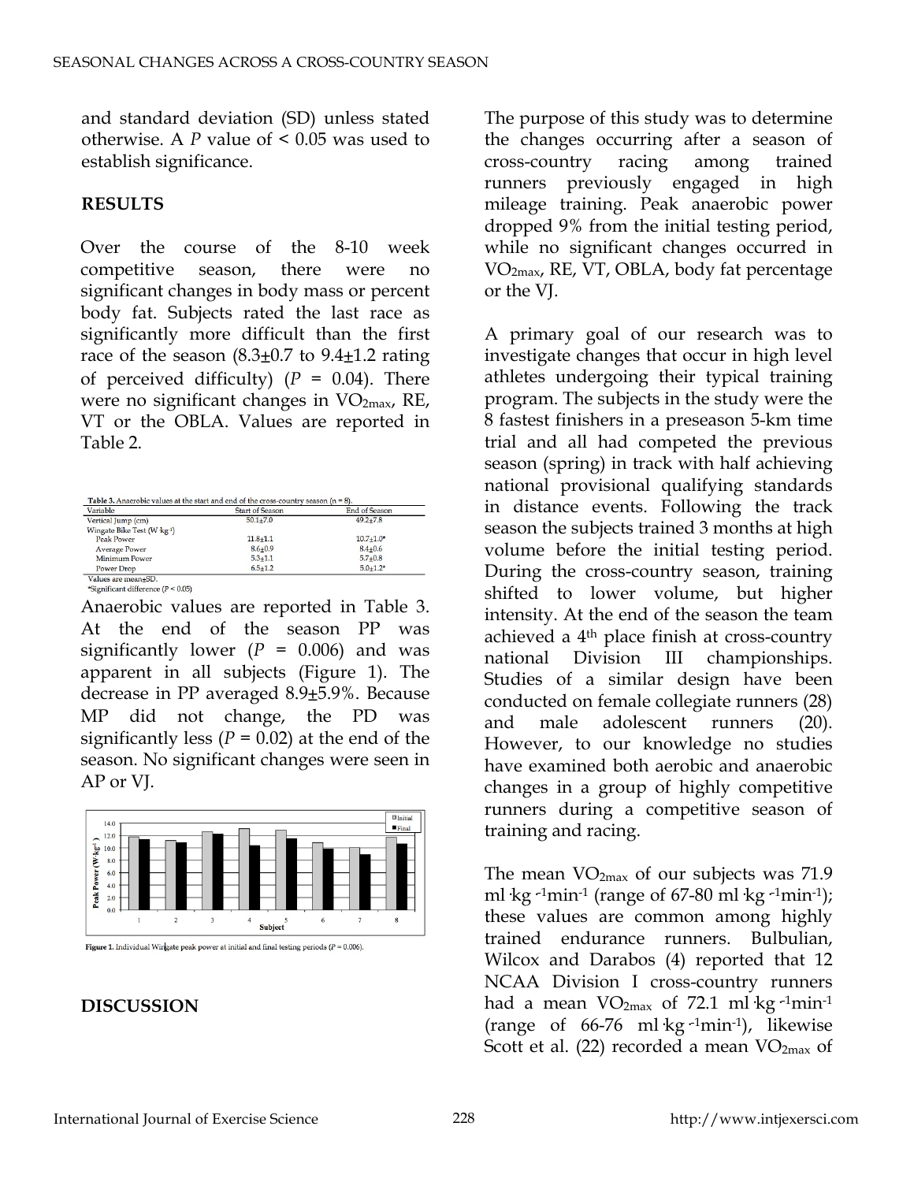and standard deviation (SD) unless stated otherwise. A *P* value of < 0.05 was used to establish significance.

**RESULTS**

Over the course of the 8-10 week competitive season, there were no significant changes in body mass or percent body fat. Subjects rated the last race as significantly more difficult than the first race of the season (8.3±0.7 to 9.4±1.2 rating of perceived difficulty) ($P$ = 0.04). There were no significant changes in $VO_{2max}$, RE, VT or the OBLA. Values are reported in Table 2.

**Table 3.** Anaerobic values at the start and end of the cross-country season (n = 8).

| Variable | Start of Season | End of Season |
|---|---|---|
| Vertical Jump (cm) | 50.1±7.0 | 49.2±7.8 |
| Wingate Bike Test (W·kg$^{-1}$) | | |
| Peak Power | 11.8±1.1 | 10.7±1.0* |
| Average Power | 8.6±0.9 | 8.4±0.6 |
| Minimum Power | 5.3±1.1 | 5.7±0.8 |
| Power Drop | 6.5±1.2 | 5.0±1.2* |

Values are mean±SD.
*Significant difference ($P$ < 0.05)

Anaerobic values are reported in Table 3. At the end of the season PP was significantly lower ($P$ = 0.006) and was apparent in all subjects (Figure 1). The decrease in PP averaged 8.9±5.9%. Because MP did not change, the PD was significantly less ($P$ = 0.02) at the end of the season. No significant changes were seen in AP or VJ.

**Figure 1.** Individual Wingate peak power at initial and final testing periods ($P$ = 0.006).

**DISCUSSION**

The purpose of this study was to determine the changes occurring after a season of cross-country racing among trained runners previously engaged in high mileage training. Peak anaerobic power dropped 9% from the initial testing period, while no significant changes occurred in $VO_{2max}$, RE, VT, OBLA, body fat percentage or the VJ.

A primary goal of our research was to investigate changes that occur in high level athletes undergoing their typical training program. The subjects in the study were the 8 fastest finishers in a preseason 5-km time trial and all had competed the previous season (spring) in track with half achieving national provisional qualifying standards in distance events. Following the track season the subjects trained 3 months at high volume before the initial testing period. During the cross-country season, training shifted to lower volume, but higher intensity. At the end of the season the team achieved a 4th place finish at cross-country national Division III championships. Studies of a similar design have been conducted on female collegiate runners (28) and male adolescent runners (20). However, to our knowledge no studies have examined both aerobic and anaerobic changes in a group of highly competitive runners during a competitive season of training and racing.

The mean $VO_{2max}$ of our subjects was 71.9 ml·kg$^{-1}$min$^{-1}$ (range of 67-80 ml·kg$^{-1}$min$^{-1}$); these values are common among highly trained endurance runners. Bulbulian, Wilcox and Darabos (4) reported that 12 NCAA Division I cross-country runners had a mean $VO_{2max}$ of 72.1 ml·kg$^{-1}$min$^{-1}$ (range of 66-76 ml·kg$^{-1}$min$^{-1}$), likewise Scott et al. (22) recorded a mean $VO_{2max}$ of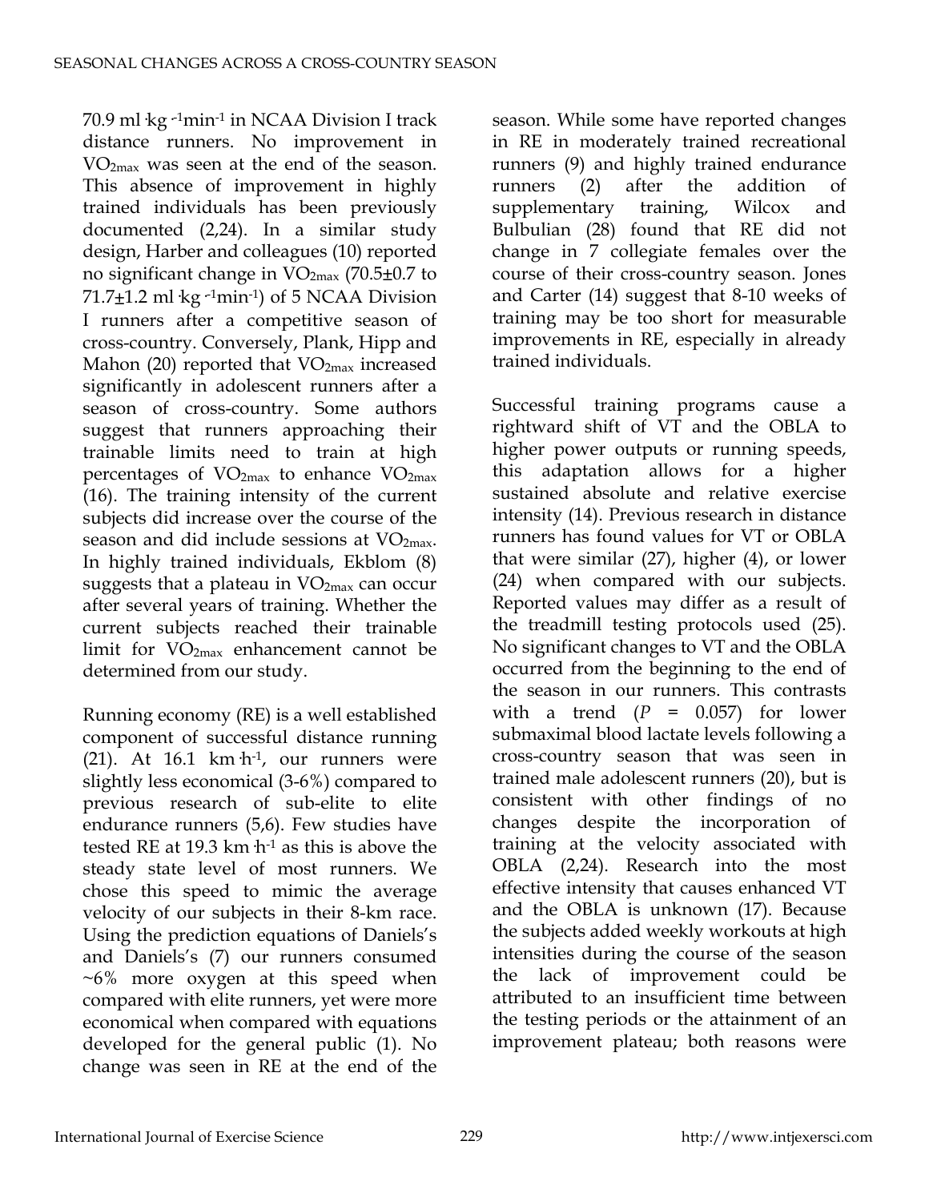70.9 $ml \cdot kg^{-1}min^{-1}$ in NCAA Division I track distance runners. No improvement in $VO_{2max}$ was seen at the end of the season. This absence of improvement in highly trained individuals has been previously documented (2,24). In a similar study design, Harber and colleagues (10) reported no significant change in $VO_{2max}$ (70.5±0.7 to 71.7±1.2 $ml \cdot kg^{-1}min^{-1}$) of 5 NCAA Division I runners after a competitive season of cross-country. Conversely, Plank, Hipp and Mahon (20) reported that $VO_{2max}$ increased significantly in adolescent runners after a season of cross-country. Some authors suggest that runners approaching their trainable limits need to train at high percentages of $VO_{2max}$ to enhance $VO_{2max}$ (16). The training intensity of the current subjects did increase over the course of the season and did include sessions at $VO_{2max}$. In highly trained individuals, Ekblom (8) suggests that a plateau in $VO_{2max}$ can occur after several years of training. Whether the current subjects reached their trainable limit for $VO_{2max}$ enhancement cannot be determined from our study.

Running economy (RE) is a well established component of successful distance running (21). At 16.1 $km \cdot h^{-1}$, our runners were slightly less economical (3-6%) compared to previous research of sub-elite to elite endurance runners (5,6). Few studies have tested RE at 19.3 $km \cdot h^{-1}$ as this is above the steady state level of most runners. We chose this speed to mimic the average velocity of our subjects in their 8-km race. Using the prediction equations of Daniels's and Daniels's (7) our runners consumed ~6% more oxygen at this speed when compared with elite runners, yet were more economical when compared with equations developed for the general public (1). No change was seen in RE at the end of the season. While some have reported changes in RE in moderately trained recreational runners (9) and highly trained endurance runners (2) after the addition of supplementary training, Wilcox and Bulbulian (28) found that RE did not change in 7 collegiate females over the course of their cross-country season. Jones and Carter (14) suggest that 8-10 weeks of training may be too short for measurable improvements in RE, especially in already trained individuals.

Successful training programs cause a rightward shift of VT and the OBLA to higher power outputs or running speeds, this adaptation allows for a higher sustained absolute and relative exercise intensity (14). Previous research in distance runners has found values for VT or OBLA that were similar (27), higher (4), or lower (24) when compared with our subjects. Reported values may differ as a result of the treadmill testing protocols used (25). No significant changes to VT and the OBLA occurred from the beginning to the end of the season in our runners. This contrasts with a trend ($P$ = 0.057) for lower submaximal blood lactate levels following a cross-country season that was seen in trained male adolescent runners (20), but is consistent with other findings of no changes despite the incorporation of training at the velocity associated with OBLA (2,24). Research into the most effective intensity that causes enhanced VT and the OBLA is unknown (17). Because the subjects added weekly workouts at high intensities during the course of the season the lack of improvement could be attributed to an insufficient time between the testing periods or the attainment of an improvement plateau; both reasons were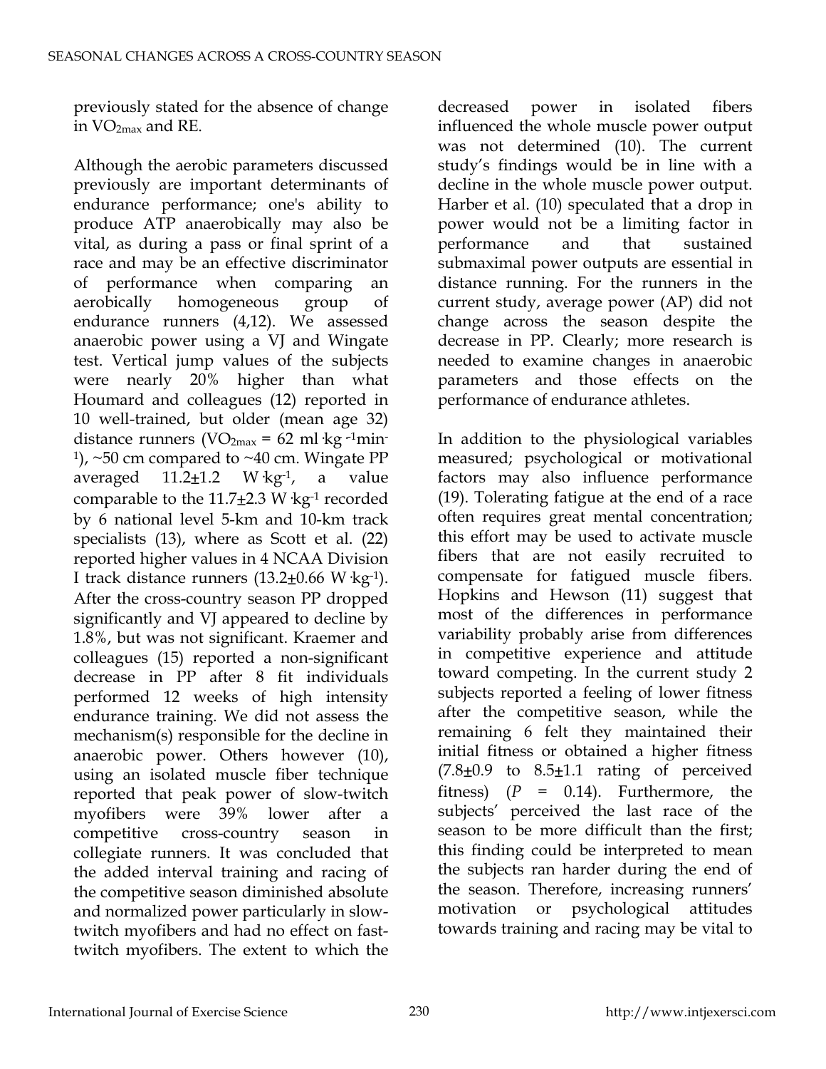previously stated for the absence of change in $VO_{2max}$ and RE.

Although the aerobic parameters discussed previously are important determinants of endurance performance; one's ability to produce ATP anaerobically may also be vital, as during a pass or final sprint of a race and may be an effective discriminator of performance when comparing an aerobically homogeneous group of endurance runners (4,12). We assessed anaerobic power using a VJ and Wingate test. Vertical jump values of the subjects were nearly 20% higher than what Houmard and colleagues (12) reported in 10 well-trained, but older (mean age 32) distance runners ($VO_{2max}$ = 62 ml·kg$^{-1}$min$^{-1}$), ~50 cm compared to ~40 cm. Wingate PP averaged 11.2±1.2 W·kg$^{-1}$, a value comparable to the 11.7±2.3 W·kg$^{-1}$ recorded by 6 national level 5-km and 10-km track specialists (13), where as Scott et al. (22) reported higher values in 4 NCAA Division I track distance runners (13.2±0.66 W·kg$^{-1}$). After the cross-country season PP dropped significantly and VJ appeared to decline by 1.8%, but was not significant. Kraemer and colleagues (15) reported a non-significant decrease in PP after 8 fit individuals performed 12 weeks of high intensity endurance training. We did not assess the mechanism(s) responsible for the decline in anaerobic power. Others however (10), using an isolated muscle fiber technique reported that peak power of slow-twitch myofibers were 39% lower after a competitive cross-country season in collegiate runners. It was concluded that the added interval training and racing of the competitive season diminished absolute and normalized power particularly in slow-twitch myofibers and had no effect on fast-twitch myofibers. The extent to which the decreased power in isolated fibers influenced the whole muscle power output was not determined (10). The current study's findings would be in line with a decline in the whole muscle power output. Harber et al. (10) speculated that a drop in power would not be a limiting factor in performance and that sustained submaximal power outputs are essential in distance running. For the runners in the current study, average power (AP) did not change across the season despite the decrease in PP. Clearly; more research is needed to examine changes in anaerobic parameters and those effects on the performance of endurance athletes.

In addition to the physiological variables measured; psychological or motivational factors may also influence performance (19). Tolerating fatigue at the end of a race often requires great mental concentration; this effort may be used to activate muscle fibers that are not easily recruited to compensate for fatigued muscle fibers. Hopkins and Hewson (11) suggest that most of the differences in performance variability probably arise from differences in competitive experience and attitude toward competing. In the current study 2 subjects reported a feeling of lower fitness after the competitive season, while the remaining 6 felt they maintained their initial fitness or obtained a higher fitness (7.8±0.9 to 8.5±1.1 rating of perceived fitness) ($P$ = 0.14). Furthermore, the subjects' perceived the last race of the season to be more difficult than the first; this finding could be interpreted to mean the subjects ran harder during the end of the season. Therefore, increasing runners' motivation or psychological attitudes towards training and racing may be vital to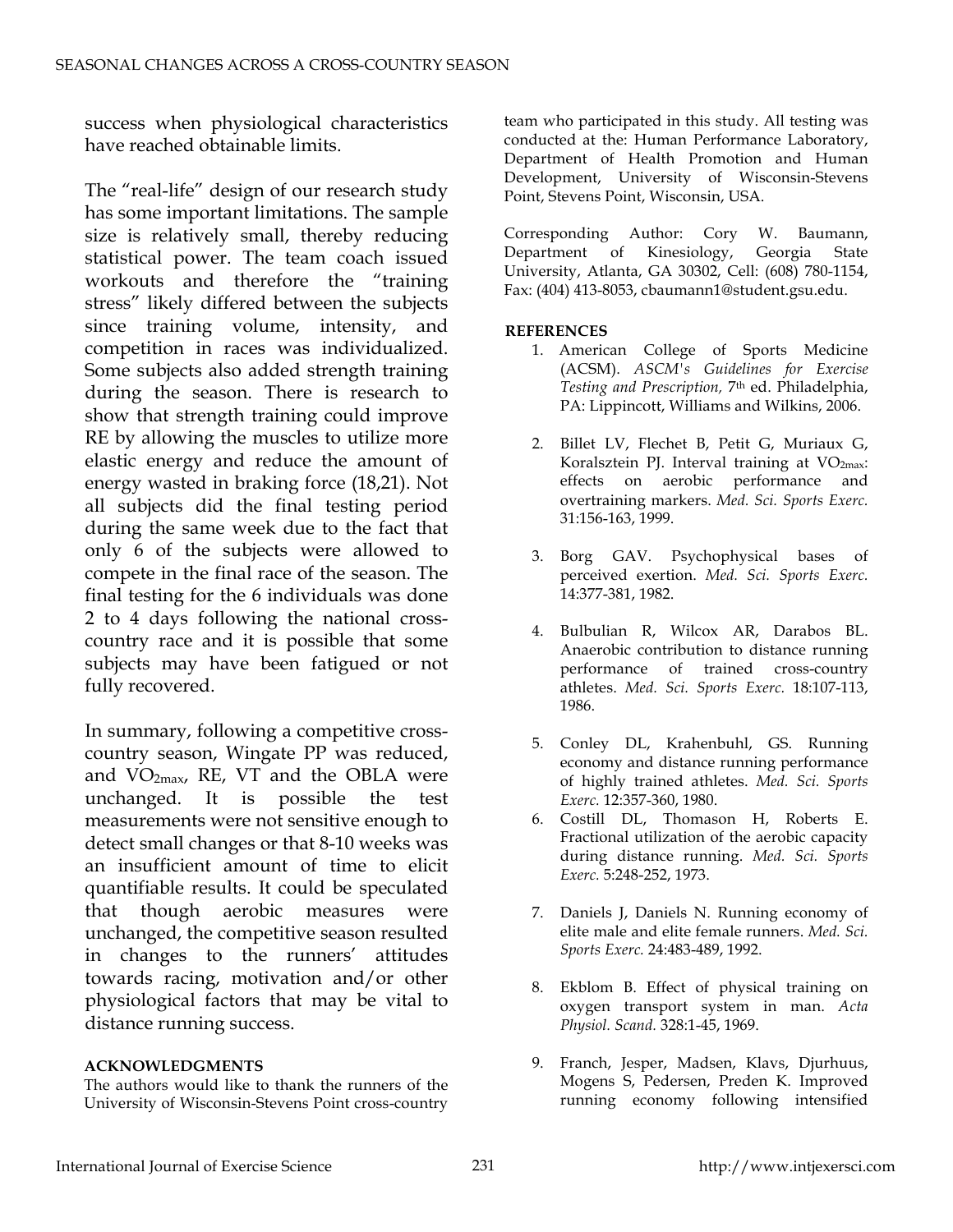success when physiological characteristics have reached obtainable limits.

The "real-life" design of our research study has some important limitations. The sample size is relatively small, thereby reducing statistical power. The team coach issued workouts and therefore the "training stress" likely differed between the subjects since training volume, intensity, and competition in races was individualized. Some subjects also added strength training during the season. There is research to show that strength training could improve RE by allowing the muscles to utilize more elastic energy and reduce the amount of energy wasted in braking force (18,21). Not all subjects did the final testing period during the same week due to the fact that only 6 of the subjects were allowed to compete in the final race of the season. The final testing for the 6 individuals was done 2 to 4 days following the national cross-country race and it is possible that some subjects may have been fatigued or not fully recovered.

In summary, following a competitive cross-country season, Wingate PP was reduced, and $VO_{2max}$, RE, VT and the OBLA were unchanged. It is possible the test measurements were not sensitive enough to detect small changes or that 8-10 weeks was an insufficient amount of time to elicit quantifiable results. It could be speculated that though aerobic measures were unchanged, the competitive season resulted in changes to the runners' attitudes towards racing, motivation and/or other physiological factors that may be vital to distance running success.

### ACKNOWLEDGMENTS

The authors would like to thank the runners of the University of Wisconsin-Stevens Point cross-country team who participated in this study. All testing was conducted at the: Human Performance Laboratory, Department of Health Promotion and Human Development, University of Wisconsin-Stevens Point, Stevens Point, Wisconsin, USA.

Corresponding Author: Cory W. Baumann, Department of Kinesiology, Georgia State University, Atlanta, GA 30302, Cell: (608) 780-1154, Fax: (404) 413-8053, cbaumann1@student.gsu.edu.

### REFERENCES

1. American College of Sports Medicine (ACSM). *ASCM's Guidelines for Exercise Testing and Prescription,* 7th ed. Philadelphia, PA: Lippincott, Williams and Wilkins, 2006.

2. Billet LV, Flechet B, Petit G, Muriaux G, Koralsztein PJ. Interval training at $VO_{2max}$: effects on aerobic performance and overtraining markers. *Med. Sci. Sports Exerc.* 31:156-163, 1999.

3. Borg GAV. Psychophysical bases of perceived exertion. *Med. Sci. Sports Exerc.* 14:377-381, 1982.

4. Bulbulian R, Wilcox AR, Darabos BL. Anaerobic contribution to distance running performance of trained cross-country athletes. *Med. Sci. Sports Exerc.* 18:107-113, 1986.

5. Conley DL, Krahenbuhl, GS. Running economy and distance running performance of highly trained athletes. *Med. Sci. Sports Exerc.* 12:357-360, 1980.

6. Costill DL, Thomason H, Roberts E. Fractional utilization of the aerobic capacity during distance running. *Med. Sci. Sports Exerc.* 5:248-252, 1973.

7. Daniels J, Daniels N. Running economy of elite male and elite female runners. *Med. Sci. Sports Exerc.* 24:483-489, 1992.

8. Ekblom B. Effect of physical training on oxygen transport system in man. *Acta Physiol. Scand.* 328:1-45, 1969.

9. Franch, Jesper, Madsen, Klavs, Djurhuus, Mogens S, Pedersen, Preden K. Improved running economy following intensified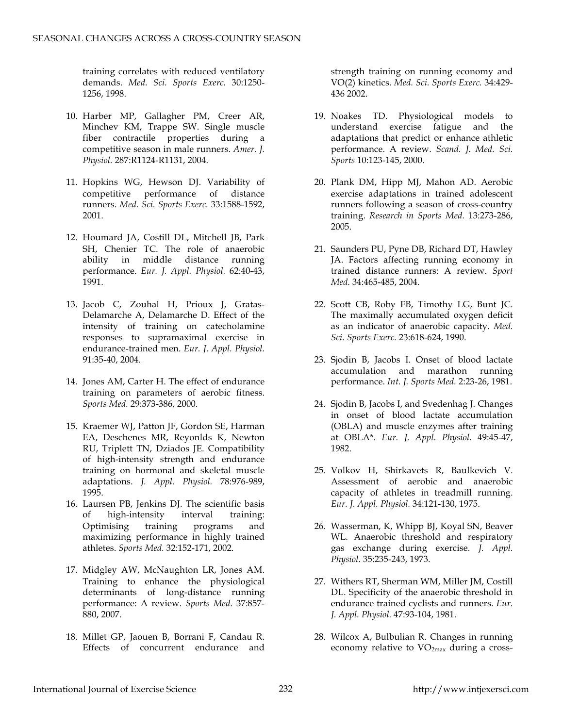training correlates with reduced ventilatory demands. *Med. Sci. Sports Exerc.* 30:1250-1256, 1998.

10. Harber MP, Gallagher PM, Creer AR, Minchev KM, Trappe SW. Single muscle fiber contractile properties during a competitive season in male runners. *Amer. J. Physiol.* 287:R1124-R1131, 2004.

11. Hopkins WG, Hewson DJ. Variability of competitive performance of distance runners. *Med. Sci. Sports Exerc.* 33:1588-1592, 2001.

12. Houmard JA, Costill DL, Mitchell JB, Park SH, Chenier TC. The role of anaerobic ability in middle distance running performance. *Eur. J. Appl. Physiol.* 62:40-43, 1991.

13. Jacob C, Zouhal H, Prioux J, Gratas-Delamarche A, Delamarche D. Effect of the intensity of training on catecholamine responses to supramaximal exercise in endurance-trained men. *Eur. J. Appl. Physiol.* 91:35-40, 2004.

14. Jones AM, Carter H. The effect of endurance training on parameters of aerobic fitness. *Sports Med.* 29:373-386, 2000.

15. Kraemer WJ, Patton JF, Gordon SE, Harman EA, Deschenes MR, Reyonlds K, Newton RU, Triplett TN, Dziados JE. Compatibility of high-intensity strength and endurance training on hormonal and skeletal muscle adaptations. *J. Appl. Physiol.* 78:976-989, 1995.

16. Laursen PB, Jenkins DJ. The scientific basis of high-intensity interval training: Optimising training programs and maximizing performance in highly trained athletes. *Sports Med.* 32:152-171, 2002.

17. Midgley AW, McNaughton LR, Jones AM. Training to enhance the physiological determinants of long-distance running performance: A review. *Sports Med.* 37:857-880, 2007.

18. Millet GP, Jaouen B, Borrani F, Candau R. Effects of concurrent endurance and strength training on running economy and VO(2) kinetics. *Med. Sci. Sports Exerc.* 34:429-436 2002.

19. Noakes TD. Physiological models to understand exercise fatigue and the adaptations that predict or enhance athletic performance. A review. *Scand. J. Med. Sci. Sports* 10:123-145, 2000.

20. Plank DM, Hipp MJ, Mahon AD. Aerobic exercise adaptations in trained adolescent runners following a season of cross-country training. *Research in Sports Med.* 13:273-286, 2005.

21. Saunders PU, Pyne DB, Richard DT, Hawley JA. Factors affecting running economy in trained distance runners: A review. *Sport Med.* 34:465-485, 2004.

22. Scott CB, Roby FB, Timothy LG, Bunt JC. The maximally accumulated oxygen deficit as an indicator of anaerobic capacity. *Med. Sci. Sports Exerc.* 23:618-624, 1990.

23. Sjodin B, Jacobs I. Onset of blood lactate accumulation and marathon running performance. *Int. J. Sports Med.* 2:23-26, 1981.

24. Sjodin B, Jacobs I, and Svedenhag J. Changes in onset of blood lactate accumulation (OBLA) and muscle enzymes after training at OBLA*. *Eur. J. Appl. Physiol.* 49:45-47, 1982.

25. Volkov H, Shirkavets R, Baulkevich V. Assessment of aerobic and anaerobic capacity of athletes in treadmill running. *Eur. J. Appl. Physiol*. 34:121-130, 1975.

26. Wasserman, K, Whipp BJ, Koyal SN, Beaver WL. Anaerobic threshold and respiratory gas exchange during exercise. *J. Appl. Physiol.* 35:235-243, 1973.

27. Withers RT, Sherman WM, Miller JM, Costill DL. Specificity of the anaerobic threshold in endurance trained cyclists and runners. *Eur. J. Appl. Physiol.* 47:93-104, 1981.

28. Wilcox A, Bulbulian R. Changes in running economy relative to $VO_{2max}$ during a cross-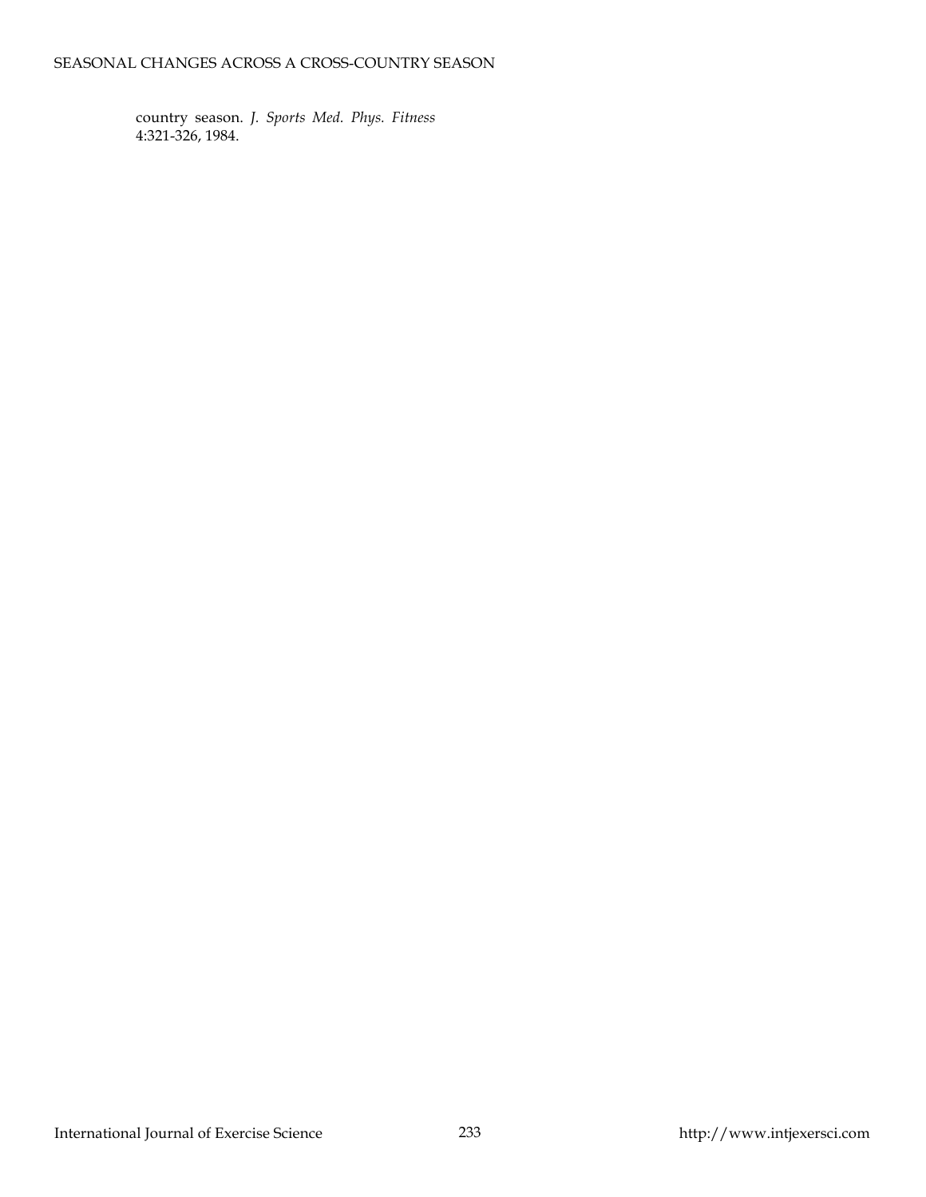country season. *J. Sports Med. Phys. Fitness* 4:321-326, 1984.